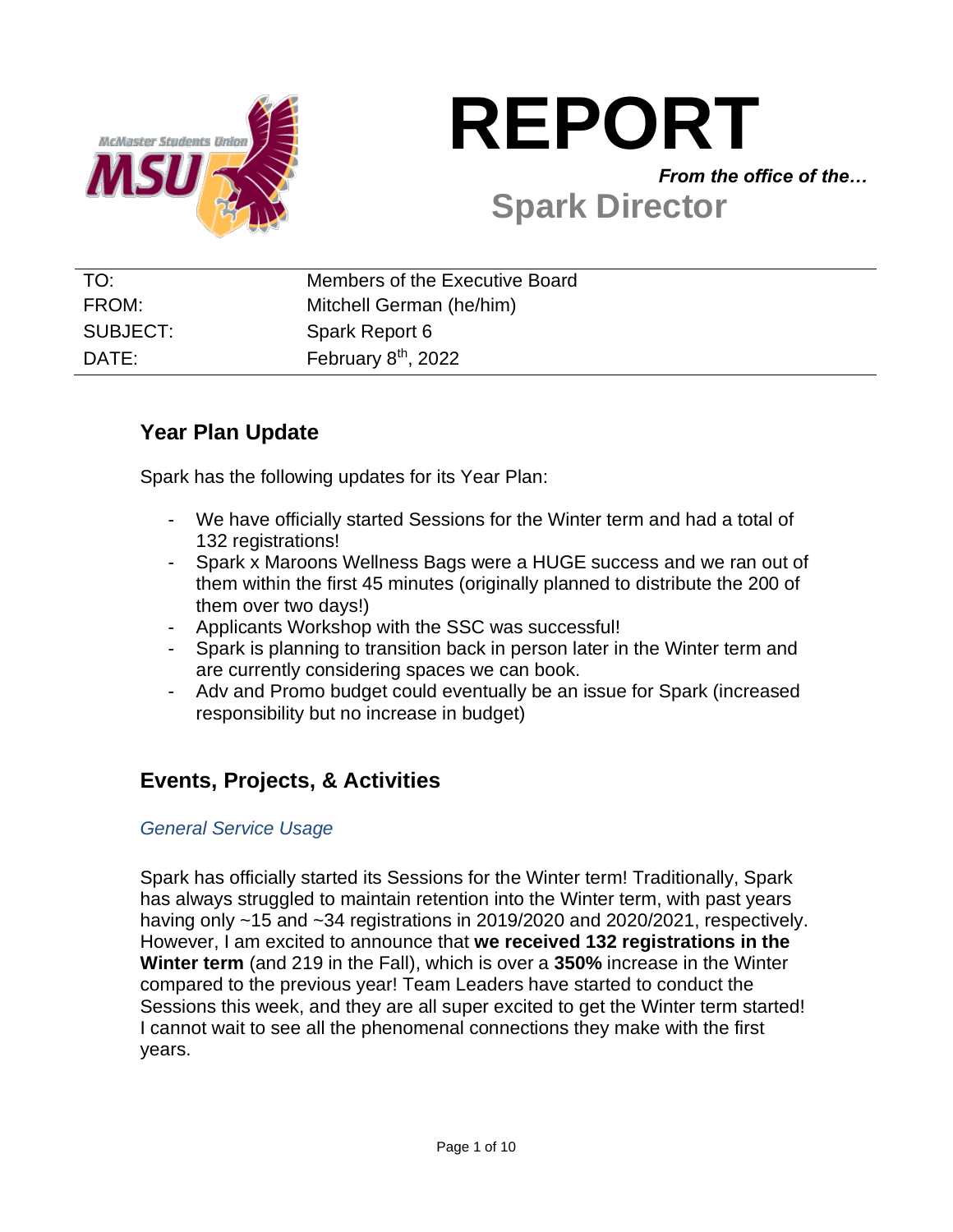# REPORT

*From the office of the…*

## Spark Director

| | |
|---|---|
| TO: | Members of the Executive Board |
| FROM: | Mitchell German (he/him) |
| SUBJECT: | Spark Report 6 |
| DATE: | February 8th, 2022 |

## Year Plan Update

Spark has the following updates for its Year Plan:

- We have officially started Sessions for the Winter term and had a total of 132 registrations!
- Spark x Maroons Wellness Bags were a HUGE success and we ran out of them within the first 45 minutes (originally planned to distribute the 200 of them over two days!)
- Applicants Workshop with the SSC was successful!
- Spark is planning to transition back in person later in the Winter term and are currently considering spaces we can book.
- Adv and Promo budget could eventually be an issue for Spark (increased responsibility but no increase in budget)

## Events, Projects, & Activities

### *General Service Usage*

Spark has officially started its Sessions for the Winter term! Traditionally, Spark has always struggled to maintain retention into the Winter term, with past years having only ~15 and ~34 registrations in 2019/2020 and 2020/2021, respectively. However, I am excited to announce that **we received 132 registrations in the Winter term** (and 219 in the Fall), which is over a **350%** increase in the Winter compared to the previous year! Team Leaders have started to conduct the Sessions this week, and they are all super excited to get the Winter term started! I cannot wait to see all the phenomenal connections they make with the first years.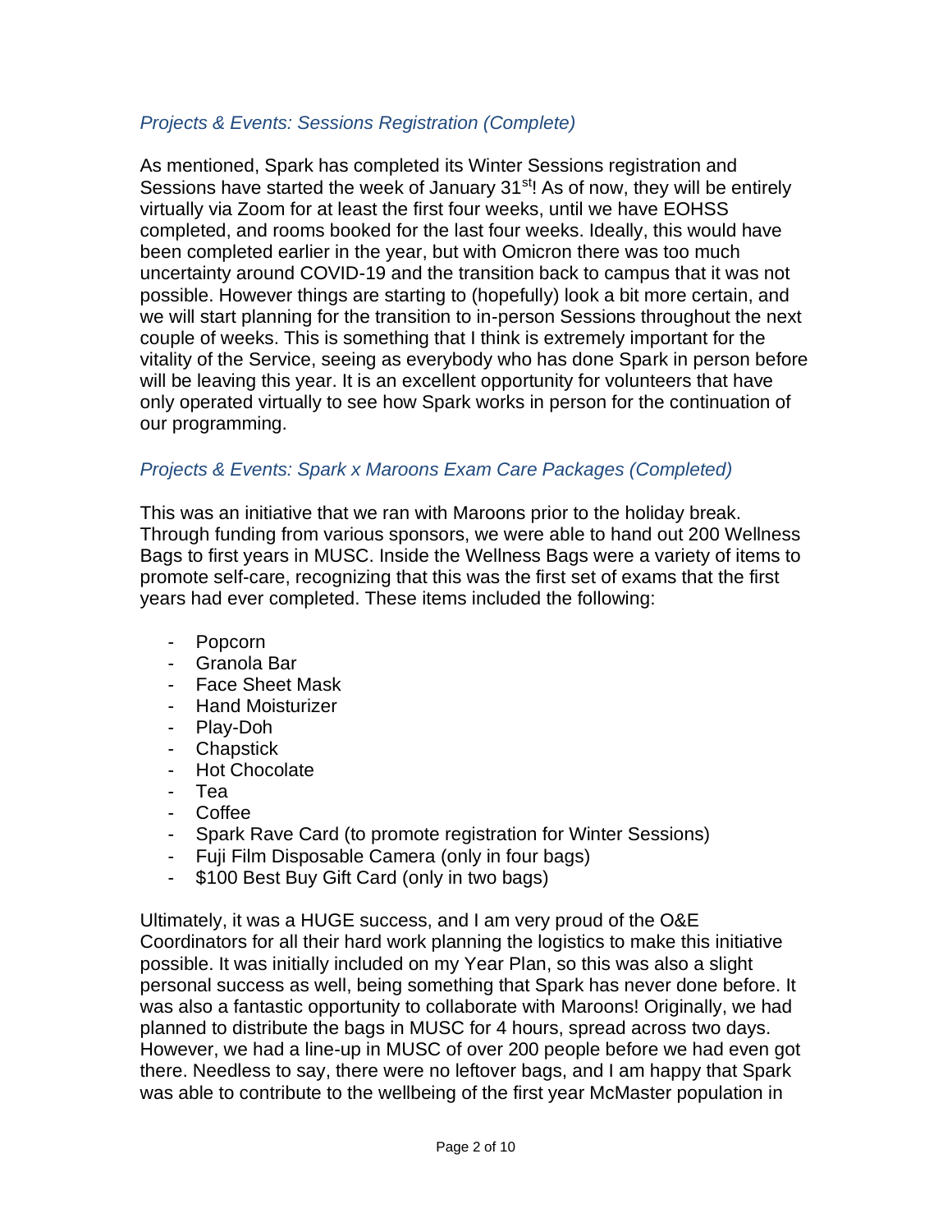*Projects & Events: Sessions Registration (Complete)*

As mentioned, Spark has completed its Winter Sessions registration and Sessions have started the week of January 31st! As of now, they will be entirely virtually via Zoom for at least the first four weeks, until we have EOHSS completed, and rooms booked for the last four weeks. Ideally, this would have been completed earlier in the year, but with Omicron there was too much uncertainty around COVID-19 and the transition back to campus that it was not possible. However things are starting to (hopefully) look a bit more certain, and we will start planning for the transition to in-person Sessions throughout the next couple of weeks. This is something that I think is extremely important for the vitality of the Service, seeing as everybody who has done Spark in person before will be leaving this year. It is an excellent opportunity for volunteers that have only operated virtually to see how Spark works in person for the continuation of our programming.

*Projects & Events: Spark x Maroons Exam Care Packages (Completed)*

This was an initiative that we ran with Maroons prior to the holiday break. Through funding from various sponsors, we were able to hand out 200 Wellness Bags to first years in MUSC. Inside the Wellness Bags were a variety of items to promote self-care, recognizing that this was the first set of exams that the first years had ever completed. These items included the following:

- Popcorn
- Granola Bar
- Face Sheet Mask
- Hand Moisturizer
- Play-Doh
- Chapstick
- Hot Chocolate
- Tea
- Coffee
- Spark Rave Card (to promote registration for Winter Sessions)
- Fuji Film Disposable Camera (only in four bags)
- $100 Best Buy Gift Card (only in two bags)

Ultimately, it was a HUGE success, and I am very proud of the O&E Coordinators for all their hard work planning the logistics to make this initiative possible. It was initially included on my Year Plan, so this was also a slight personal success as well, being something that Spark has never done before. It was also a fantastic opportunity to collaborate with Maroons! Originally, we had planned to distribute the bags in MUSC for 4 hours, spread across two days. However, we had a line-up in MUSC of over 200 people before we had even got there. Needless to say, there were no leftover bags, and I am happy that Spark was able to contribute to the wellbeing of the first year McMaster population in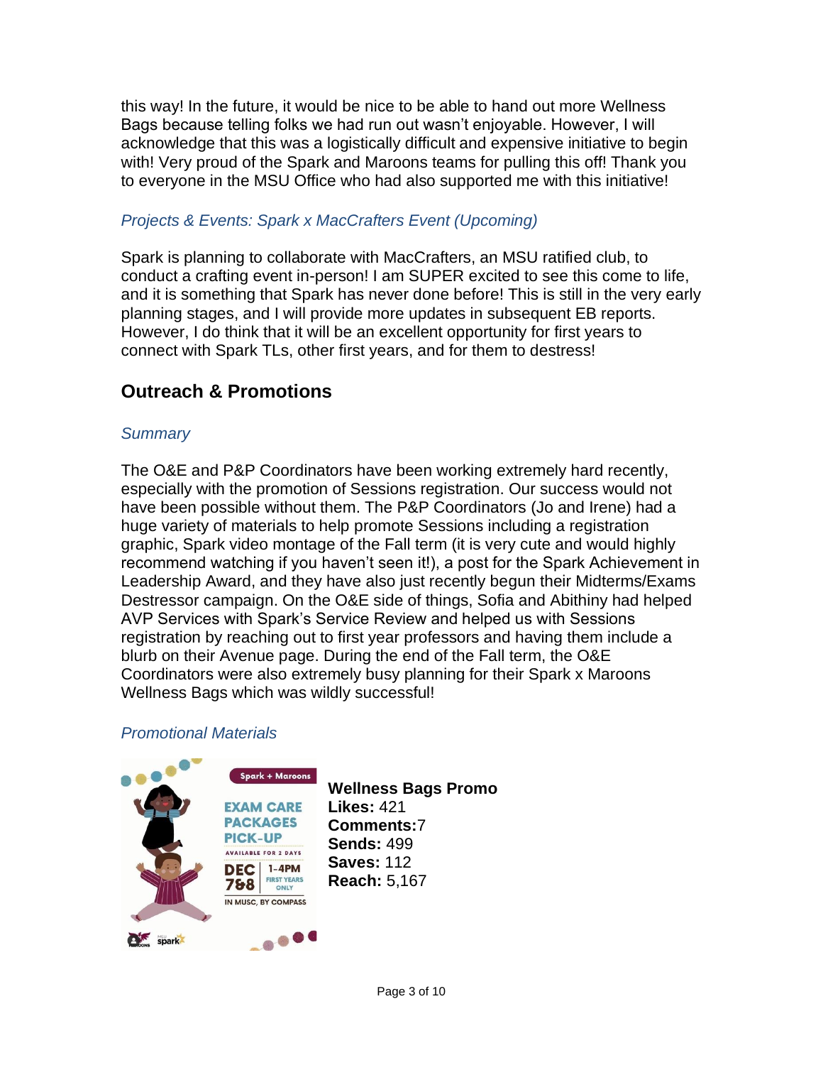this way! In the future, it would be nice to be able to hand out more Wellness Bags because telling folks we had run out wasn't enjoyable. However, I will acknowledge that this was a logistically difficult and expensive initiative to begin with! Very proud of the Spark and Maroons teams for pulling this off! Thank you to everyone in the MSU Office who had also supported me with this initiative!

### *Projects & Events: Spark x MacCrafters Event (Upcoming)*

Spark is planning to collaborate with MacCrafters, an MSU ratified club, to conduct a crafting event in-person! I am SUPER excited to see this come to life, and it is something that Spark has never done before! This is still in the very early planning stages, and I will provide more updates in subsequent EB reports. However, I do think that it will be an excellent opportunity for first years to connect with Spark TLs, other first years, and for them to destress!

## Outreach & Promotions

### *Summary*

The O&E and P&P Coordinators have been working extremely hard recently, especially with the promotion of Sessions registration. Our success would not have been possible without them. The P&P Coordinators (Jo and Irene) had a huge variety of materials to help promote Sessions including a registration graphic, Spark video montage of the Fall term (it is very cute and would highly recommend watching if you haven't seen it!), a post for the Spark Achievement in Leadership Award, and they have also just recently begun their Midterms/Exams Destressor campaign. On the O&E side of things, Sofia and Abithiny had helped AVP Services with Spark's Service Review and helped us with Sessions registration by reaching out to first year professors and having them include a blurb on their Avenue page. During the end of the Fall term, the O&E Coordinators were also extremely busy planning for their Spark x Maroons Wellness Bags which was wildly successful!

### *Promotional Materials*

Spark + Maroons

EXAM CARE PACKAGES PICK-UP

AVAILABLE FOR 2 DAYS

DEC 7&8 | 1-4PM | FIRST YEARS ONLY

IN MUSC, BY COMPASS

**Wellness Bags Promo**
**Likes:** 421
**Comments:** 7
**Sends:** 499
**Saves:** 112
**Reach:** 5,167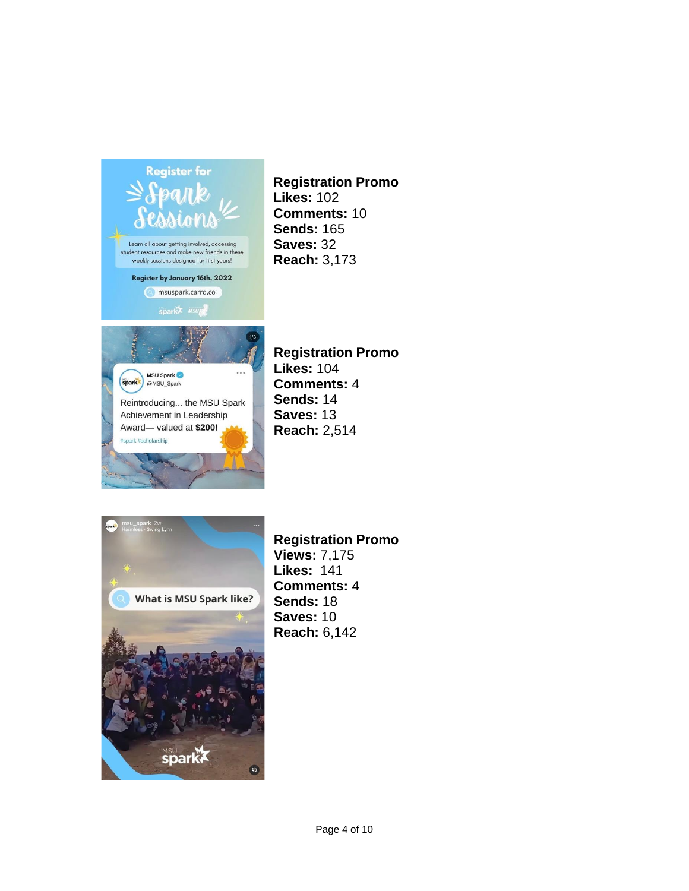**Registration Promo**
**Likes:** 102
**Comments:** 10
**Sends:** 165
**Saves:** 32
**Reach:** 3,173

**Registration Promo**
**Likes:** 104
**Comments:** 4
**Sends:** 14
**Saves:** 13
**Reach:** 2,514

**Registration Promo**
**Views:** 7,175
**Likes:** 141
**Comments:** 4
**Sends:** 18
**Saves:** 10
**Reach:** 6,142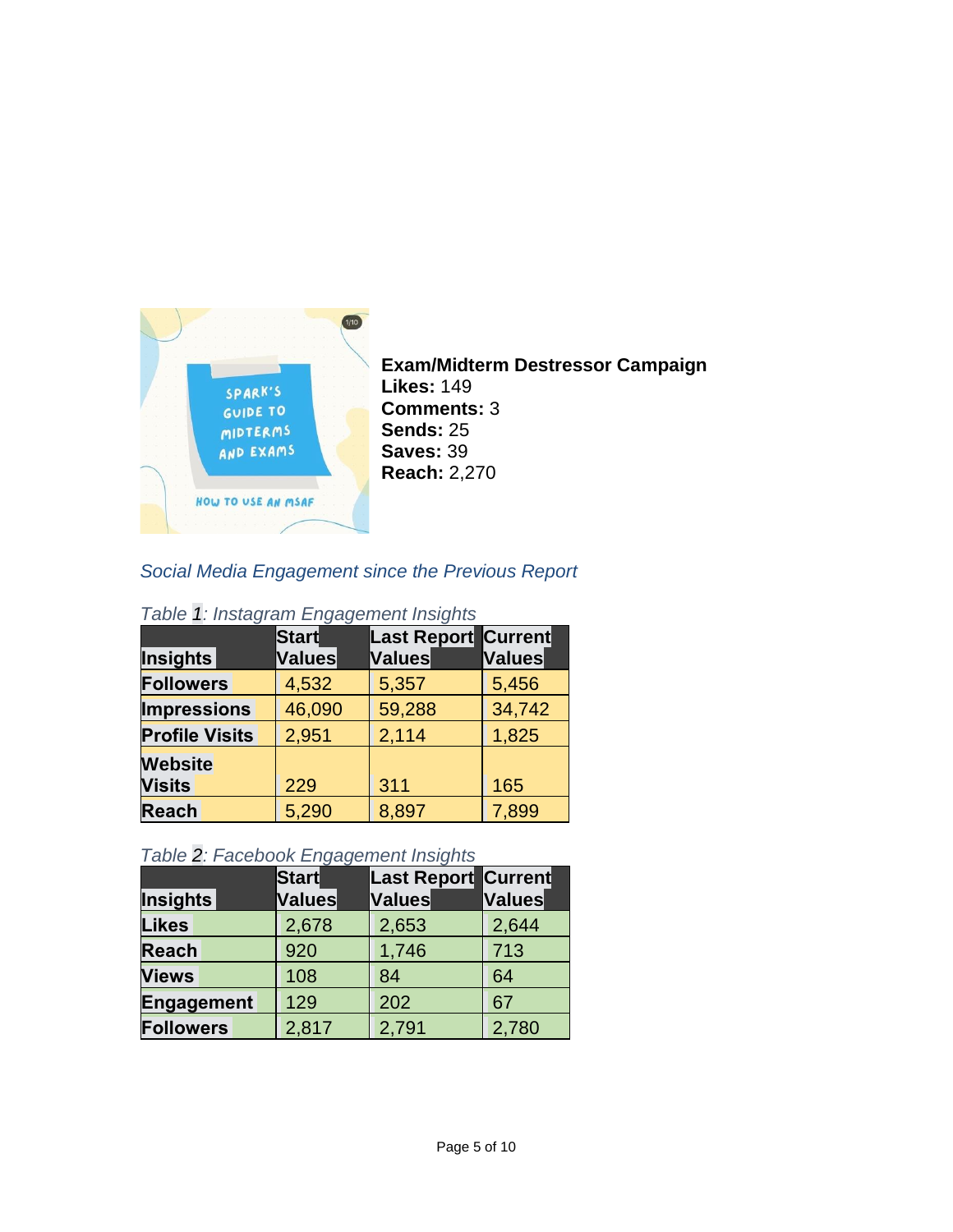**Exam/Midterm Destressor Campaign**
**Likes:** 149
**Comments:** 3
**Sends:** 25
**Saves:** 39
**Reach:** 2,270

*Social Media Engagement since the Previous Report*

*Table 1: Instagram Engagement Insights*

| Insights | Start Values | Last Report Values | Current Values |
|---|---|---|---|
| **Followers** | 4,532 | 5,357 | 5,456 |
| **Impressions** | 46,090 | 59,288 | 34,742 |
| **Profile Visits** | 2,951 | 2,114 | 1,825 |
| **Website Visits** | 229 | 311 | 165 |
| **Reach** | 5,290 | 8,897 | 7,899 |

*Table 2: Facebook Engagement Insights*

| Insights | Start Values | Last Report Values | Current Values |
|---|---|---|---|
| **Likes** | 2,678 | 2,653 | 2,644 |
| **Reach** | 920 | 1,746 | 713 |
| **Views** | 108 | 84 | 64 |
| **Engagement** | 129 | 202 | 67 |
| **Followers** | 2,817 | 2,791 | 2,780 |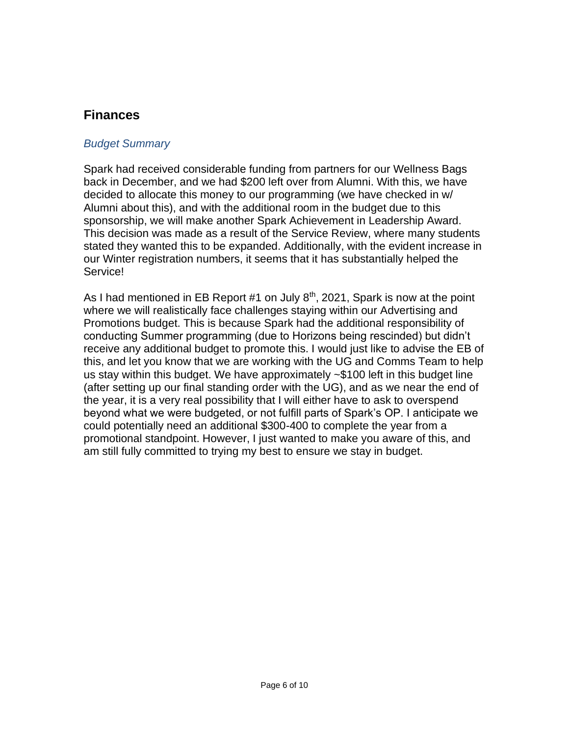## Finances

### *Budget Summary*

Spark had received considerable funding from partners for our Wellness Bags back in December, and we had $200 left over from Alumni. With this, we have decided to allocate this money to our programming (we have checked in w/ Alumni about this), and with the additional room in the budget due to this sponsorship, we will make another Spark Achievement in Leadership Award. This decision was made as a result of the Service Review, where many students stated they wanted this to be expanded. Additionally, with the evident increase in our Winter registration numbers, it seems that it has substantially helped the Service!

As I had mentioned in EB Report #1 on July 8th, 2021, Spark is now at the point where we will realistically face challenges staying within our Advertising and Promotions budget. This is because Spark had the additional responsibility of conducting Summer programming (due to Horizons being rescinded) but didn't receive any additional budget to promote this. I would just like to advise the EB of this, and let you know that we are working with the UG and Comms Team to help us stay within this budget. We have approximately ~$100 left in this budget line (after setting up our final standing order with the UG), and as we near the end of the year, it is a very real possibility that I will either have to ask to overspend beyond what we were budgeted, or not fulfill parts of Spark's OP. I anticipate we could potentially need an additional $300-400 to complete the year from a promotional standpoint. However, I just wanted to make you aware of this, and am still fully committed to trying my best to ensure we stay in budget.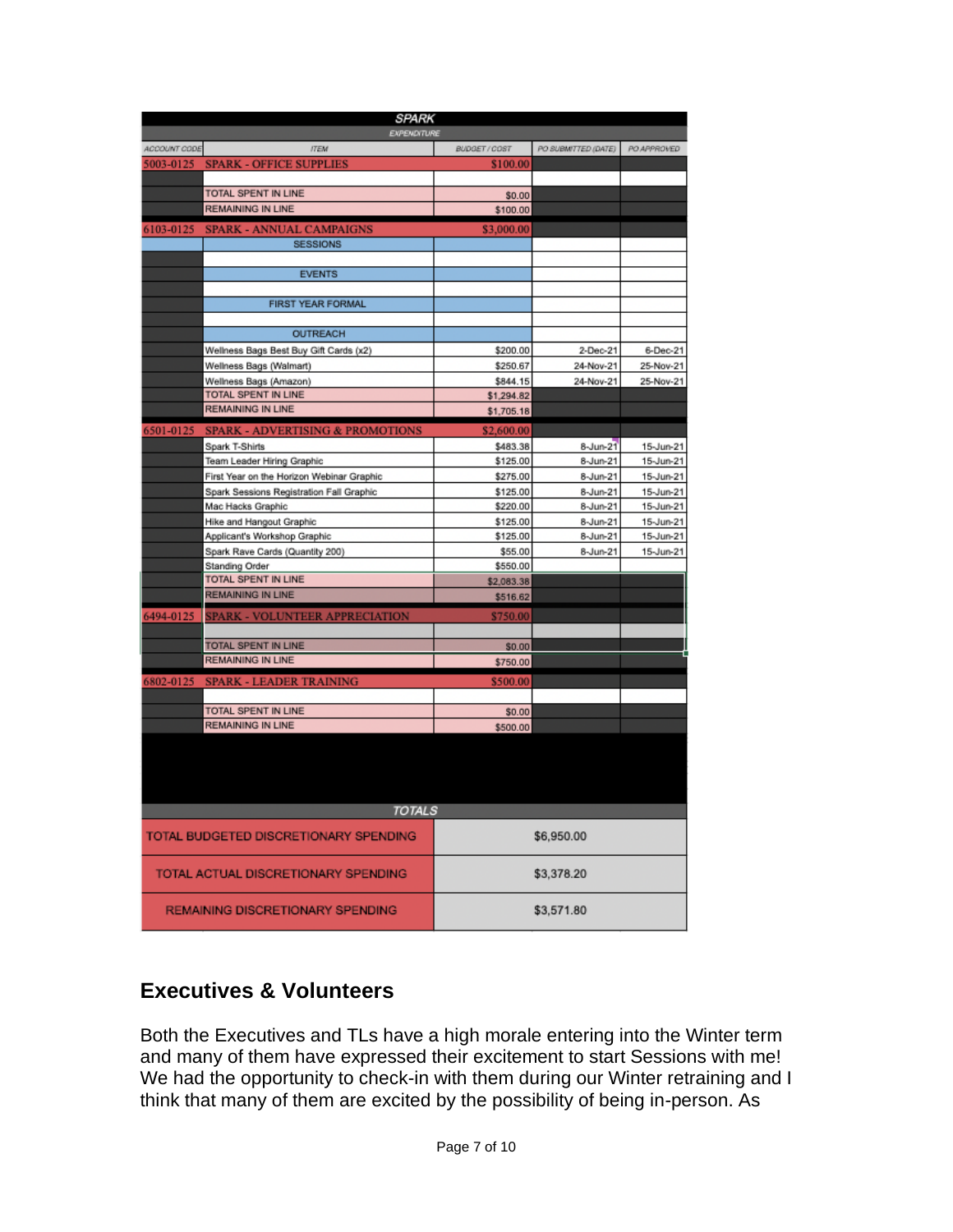| SPARK | | | | |
|---|---|---|---|---|
| EXPENDITURE | | | | |
| ACCOUNT CODE | ITEM | BUDGET / COST | PO SUBMITTED (DATE) | PO APPROVED |
| 5003-0125 | SPARK - OFFICE SUPPLIES | $100.00 | | |
| | | | | |
| | TOTAL SPENT IN LINE | $0.00 | | |
| | REMAINING IN LINE | $100.00 | | |
| 6103-0125 | SPARK - ANNUAL CAMPAIGNS | $3,000.00 | | |
| | SESSIONS | | | |
| | | | | |
| | EVENTS | | | |
| | | | | |
| | FIRST YEAR FORMAL | | | |
| | | | | |
| | OUTREACH | | | |
| | Wellness Bags Best Buy Gift Cards (x2) | $200.00 | 2-Dec-21 | 6-Dec-21 |
| | Wellness Bags (Walmart) | $250.67 | 24-Nov-21 | 25-Nov-21 |
| | Wellness Bags (Amazon) | $844.15 | 24-Nov-21 | 25-Nov-21 |
| | TOTAL SPENT IN LINE | $1,294.82 | | |
| | REMAINING IN LINE | $1,705.18 | | |
| 6501-0125 | SPARK - ADVERTISING & PROMOTIONS | $2,600.00 | | |
| | Spark T-Shirts | $483.38 | 8-Jun-21 | 15-Jun-21 |
| | Team Leader Hiring Graphic | $125.00 | 8-Jun-21 | 15-Jun-21 |
| | First Year on the Horizon Webinar Graphic | $275.00 | 8-Jun-21 | 15-Jun-21 |
| | Spark Sessions Registration Fall Graphic | $125.00 | 8-Jun-21 | 15-Jun-21 |
| | Mac Hacks Graphic | $220.00 | 8-Jun-21 | 15-Jun-21 |
| | Hike and Hangout Graphic | $125.00 | 8-Jun-21 | 15-Jun-21 |
| | Applicant's Workshop Graphic | $125.00 | 8-Jun-21 | 15-Jun-21 |
| | Spark Rave Cards (Quantity 200) | $55.00 | 8-Jun-21 | 15-Jun-21 |
| | Standing Order | $550.00 | | |
| | TOTAL SPENT IN LINE | $2,083.38 | | |
| | REMAINING IN LINE | $516.62 | | |
| 6494-0125 | SPARK - VOLUNTEER APPRECIATION | $750.00 | | |
| | | | | |
| | TOTAL SPENT IN LINE | $0.00 | | |
| | REMAINING IN LINE | $750.00 | | |
| 6802-0125 | SPARK - LEADER TRAINING | $500.00 | | |
| | | | | |
| | TOTAL SPENT IN LINE | $0.00 | | |
| | REMAINING IN LINE | $500.00 | | |

| TOTALS | |
|---|---|
| TOTAL BUDGETED DISCRETIONARY SPENDING | $6,950.00 |
| TOTAL ACTUAL DISCRETIONARY SPENDING | $3,378.20 |
| REMAINING DISCRETIONARY SPENDING | $3,571.80 |

## Executives & Volunteers

Both the Executives and TLs have a high morale entering into the Winter term and many of them have expressed their excitement to start Sessions with me! We had the opportunity to check-in with them during our Winter retraining and I think that many of them are excited by the possibility of being in-person. As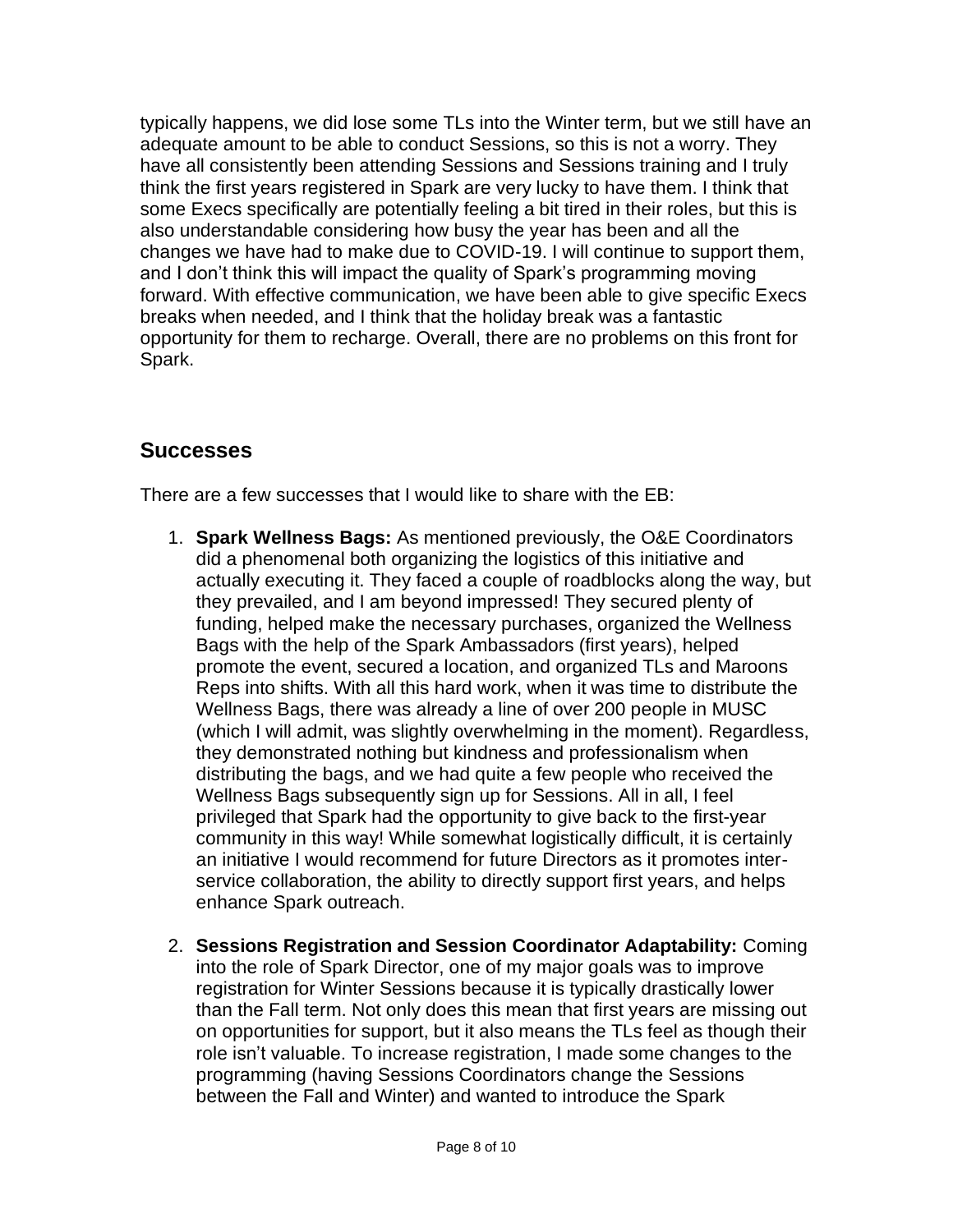typically happens, we did lose some TLs into the Winter term, but we still have an adequate amount to be able to conduct Sessions, so this is not a worry. They have all consistently been attending Sessions and Sessions training and I truly think the first years registered in Spark are very lucky to have them. I think that some Execs specifically are potentially feeling a bit tired in their roles, but this is also understandable considering how busy the year has been and all the changes we have had to make due to COVID-19. I will continue to support them, and I don't think this will impact the quality of Spark's programming moving forward. With effective communication, we have been able to give specific Execs breaks when needed, and I think that the holiday break was a fantastic opportunity for them to recharge. Overall, there are no problems on this front for Spark.

## Successes

There are a few successes that I would like to share with the EB:

1. **Spark Wellness Bags:** As mentioned previously, the O&E Coordinators did a phenomenal both organizing the logistics of this initiative and actually executing it. They faced a couple of roadblocks along the way, but they prevailed, and I am beyond impressed! They secured plenty of funding, helped make the necessary purchases, organized the Wellness Bags with the help of the Spark Ambassadors (first years), helped promote the event, secured a location, and organized TLs and Maroons Reps into shifts. With all this hard work, when it was time to distribute the Wellness Bags, there was already a line of over 200 people in MUSC (which I will admit, was slightly overwhelming in the moment). Regardless, they demonstrated nothing but kindness and professionalism when distributing the bags, and we had quite a few people who received the Wellness Bags subsequently sign up for Sessions. All in all, I feel privileged that Spark had the opportunity to give back to the first-year community in this way! While somewhat logistically difficult, it is certainly an initiative I would recommend for future Directors as it promotes inter-service collaboration, the ability to directly support first years, and helps enhance Spark outreach.

2. **Sessions Registration and Session Coordinator Adaptability:** Coming into the role of Spark Director, one of my major goals was to improve registration for Winter Sessions because it is typically drastically lower than the Fall term. Not only does this mean that first years are missing out on opportunities for support, but it also means the TLs feel as though their role isn't valuable. To increase registration, I made some changes to the programming (having Sessions Coordinators change the Sessions between the Fall and Winter) and wanted to introduce the Spark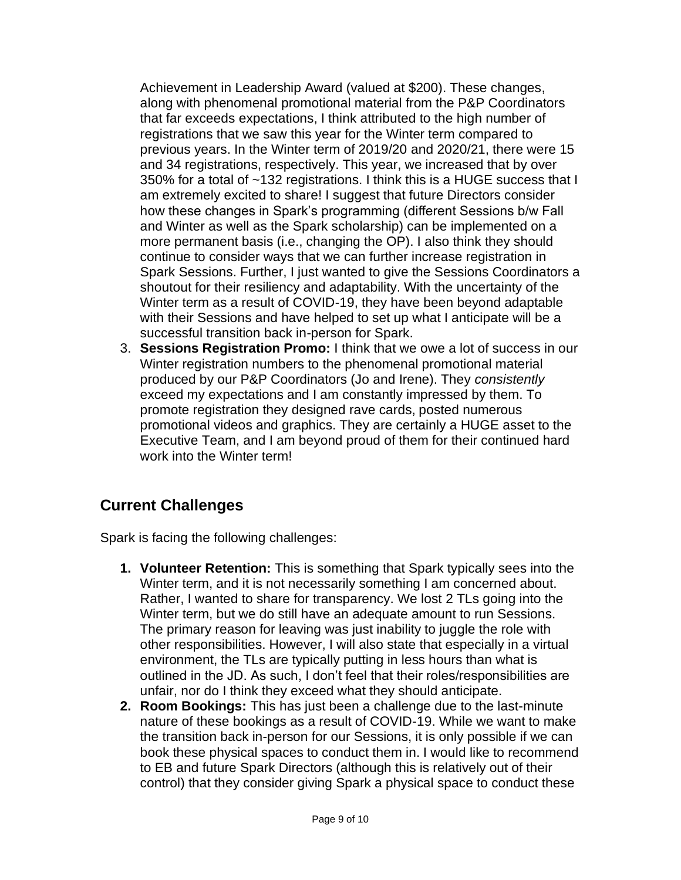Achievement in Leadership Award (valued at $200). These changes, along with phenomenal promotional material from the P&P Coordinators that far exceeds expectations, I think attributed to the high number of registrations that we saw this year for the Winter term compared to previous years. In the Winter term of 2019/20 and 2020/21, there were 15 and 34 registrations, respectively. This year, we increased that by over 350% for a total of ~132 registrations. I think this is a HUGE success that I am extremely excited to share! I suggest that future Directors consider how these changes in Spark's programming (different Sessions b/w Fall and Winter as well as the Spark scholarship) can be implemented on a more permanent basis (i.e., changing the OP). I also think they should continue to consider ways that we can further increase registration in Spark Sessions. Further, I just wanted to give the Sessions Coordinators a shoutout for their resiliency and adaptability. With the uncertainty of the Winter term as a result of COVID-19, they have been beyond adaptable with their Sessions and have helped to set up what I anticipate will be a successful transition back in-person for Spark.

3. **Sessions Registration Promo:** I think that we owe a lot of success in our Winter registration numbers to the phenomenal promotional material produced by our P&P Coordinators (Jo and Irene). They *consistently* exceed my expectations and I am constantly impressed by them. To promote registration they designed rave cards, posted numerous promotional videos and graphics. They are certainly a HUGE asset to the Executive Team, and I am beyond proud of them for their continued hard work into the Winter term!

## Current Challenges

Spark is facing the following challenges:

1. **Volunteer Retention:** This is something that Spark typically sees into the Winter term, and it is not necessarily something I am concerned about. Rather, I wanted to share for transparency. We lost 2 TLs going into the Winter term, but we do still have an adequate amount to run Sessions. The primary reason for leaving was just inability to juggle the role with other responsibilities. However, I will also state that especially in a virtual environment, the TLs are typically putting in less hours than what is outlined in the JD. As such, I don't feel that their roles/responsibilities are unfair, nor do I think they exceed what they should anticipate.
2. **Room Bookings:** This has just been a challenge due to the last-minute nature of these bookings as a result of COVID-19. While we want to make the transition back in-person for our Sessions, it is only possible if we can book these physical spaces to conduct them in. I would like to recommend to EB and future Spark Directors (although this is relatively out of their control) that they consider giving Spark a physical space to conduct these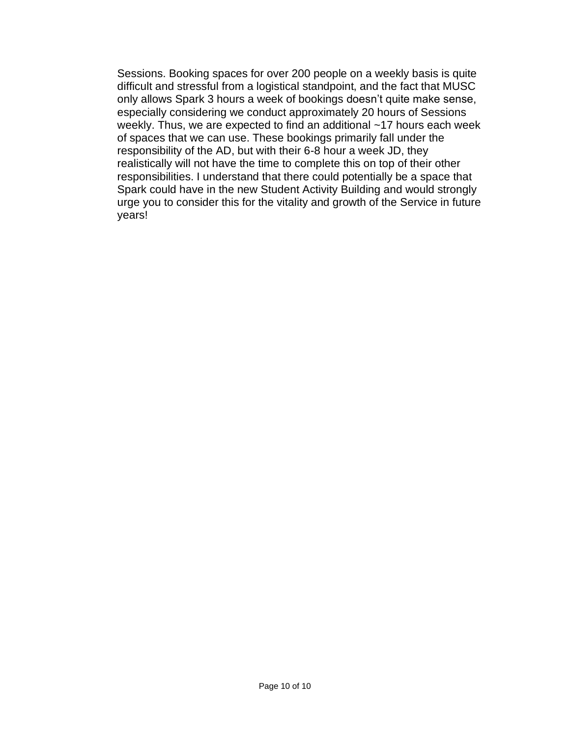Sessions. Booking spaces for over 200 people on a weekly basis is quite difficult and stressful from a logistical standpoint, and the fact that MUSC only allows Spark 3 hours a week of bookings doesn't quite make sense, especially considering we conduct approximately 20 hours of Sessions weekly. Thus, we are expected to find an additional ~17 hours each week of spaces that we can use. These bookings primarily fall under the responsibility of the AD, but with their 6-8 hour a week JD, they realistically will not have the time to complete this on top of their other responsibilities. I understand that there could potentially be a space that Spark could have in the new Student Activity Building and would strongly urge you to consider this for the vitality and growth of the Service in future years!